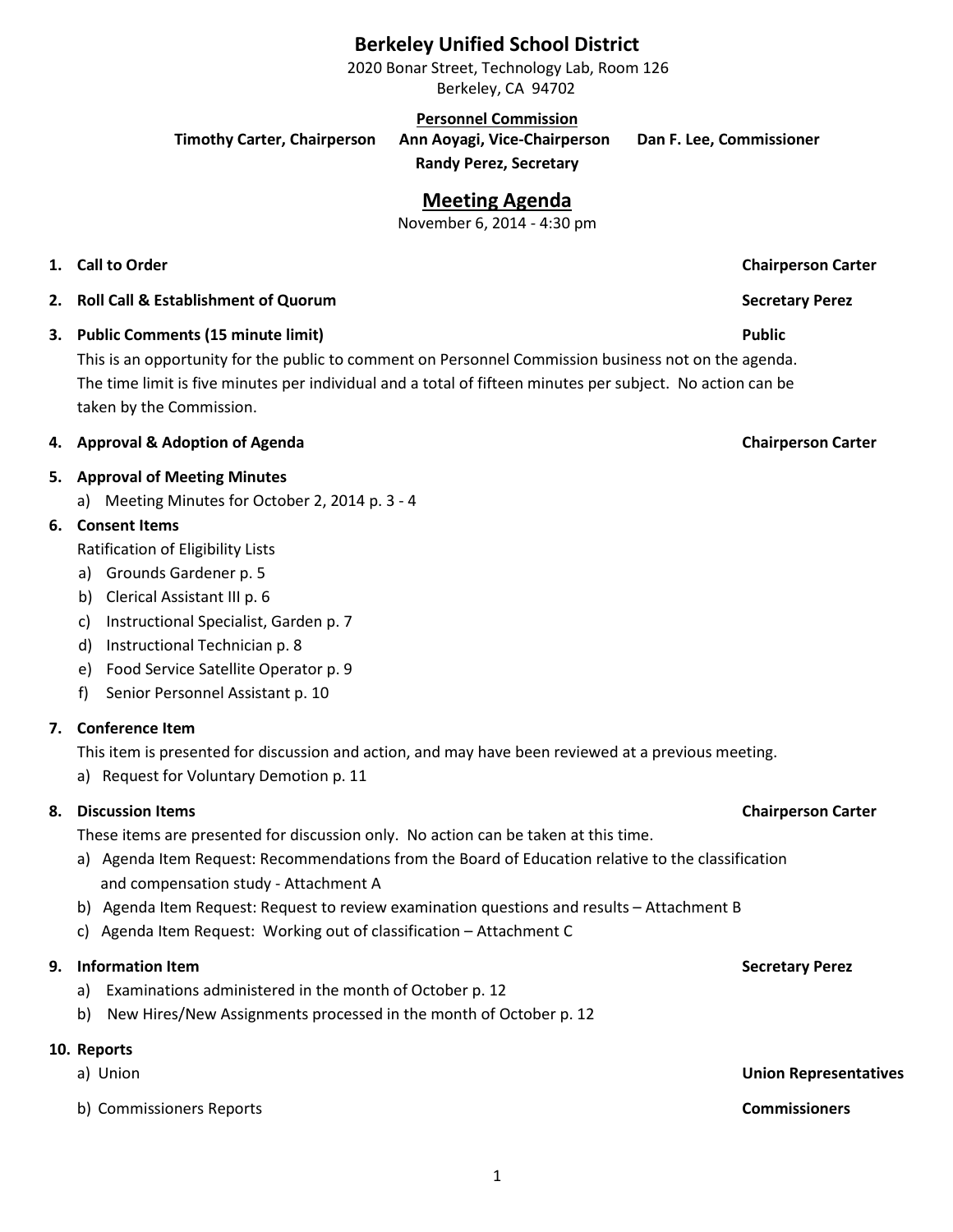# Berkeley Unified School District

2020 Bonar Street, Technology Lab, Room 126
Berkeley, CA 94702

**Personnel Commission**

**Timothy Carter, Chairperson** **Ann Aoyagi, Vice-Chairperson** **Dan F. Lee, Commissioner**
**Randy Perez, Secretary**

## Meeting Agenda

November 6, 2014 - 4:30 pm

1. **Call to Order** — **Chairperson Carter**

2. **Roll Call & Establishment of Quorum** — **Secretary Perez**

3. **Public Comments (15 minute limit)** — **Public**

   This is an opportunity for the public to comment on Personnel Commission business not on the agenda. The time limit is five minutes per individual and a total of fifteen minutes per subject. No action can be taken by the Commission.

4. **Approval & Adoption of Agenda** — **Chairperson Carter**

5. **Approval of Meeting Minutes**
   a) Meeting Minutes for October 2, 2014 p. 3 - 4

6. **Consent Items**

   Ratification of Eligibility Lists
   a) Grounds Gardener p. 5
   b) Clerical Assistant III p. 6
   c) Instructional Specialist, Garden p. 7
   d) Instructional Technician p. 8
   e) Food Service Satellite Operator p. 9
   f) Senior Personnel Assistant p. 10

7. **Conference Item**

   This item is presented for discussion and action, and may have been reviewed at a previous meeting.
   a) Request for Voluntary Demotion p. 11

8. **Discussion Items** — **Chairperson Carter**

   These items are presented for discussion only. No action can be taken at this time.
   a) Agenda Item Request: Recommendations from the Board of Education relative to the classification and compensation study - Attachment A
   b) Agenda Item Request: Request to review examination questions and results – Attachment B
   c) Agenda Item Request: Working out of classification – Attachment C

9. **Information Item** — **Secretary Perez**
   a) Examinations administered in the month of October p. 12
   b) New Hires/New Assignments processed in the month of October p. 12

10. **Reports**
    a) Union — **Union Representatives**
    b) Commissioners Reports — **Commissioners**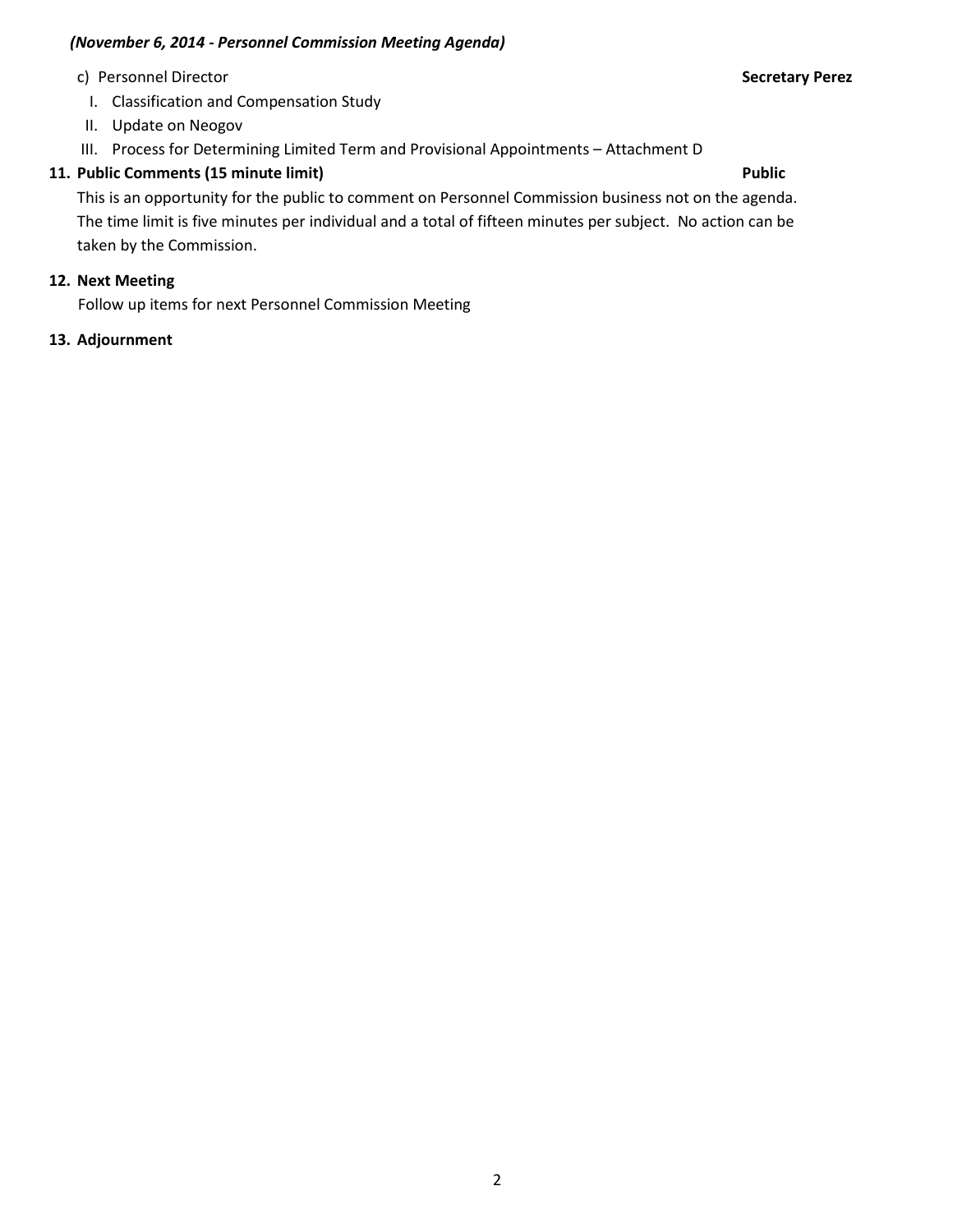c) Personnel Director **Secretary Perez**

I. Classification and Compensation Study
II. Update on Neogov
III. Process for Determining Limited Term and Provisional Appointments – Attachment D

**11. Public Comments (15 minute limit)** **Public**

This is an opportunity for the public to comment on Personnel Commission business not on the agenda. The time limit is five minutes per individual and a total of fifteen minutes per subject. No action can be taken by the Commission.

**12. Next Meeting**

Follow up items for next Personnel Commission Meeting

**13. Adjournment**